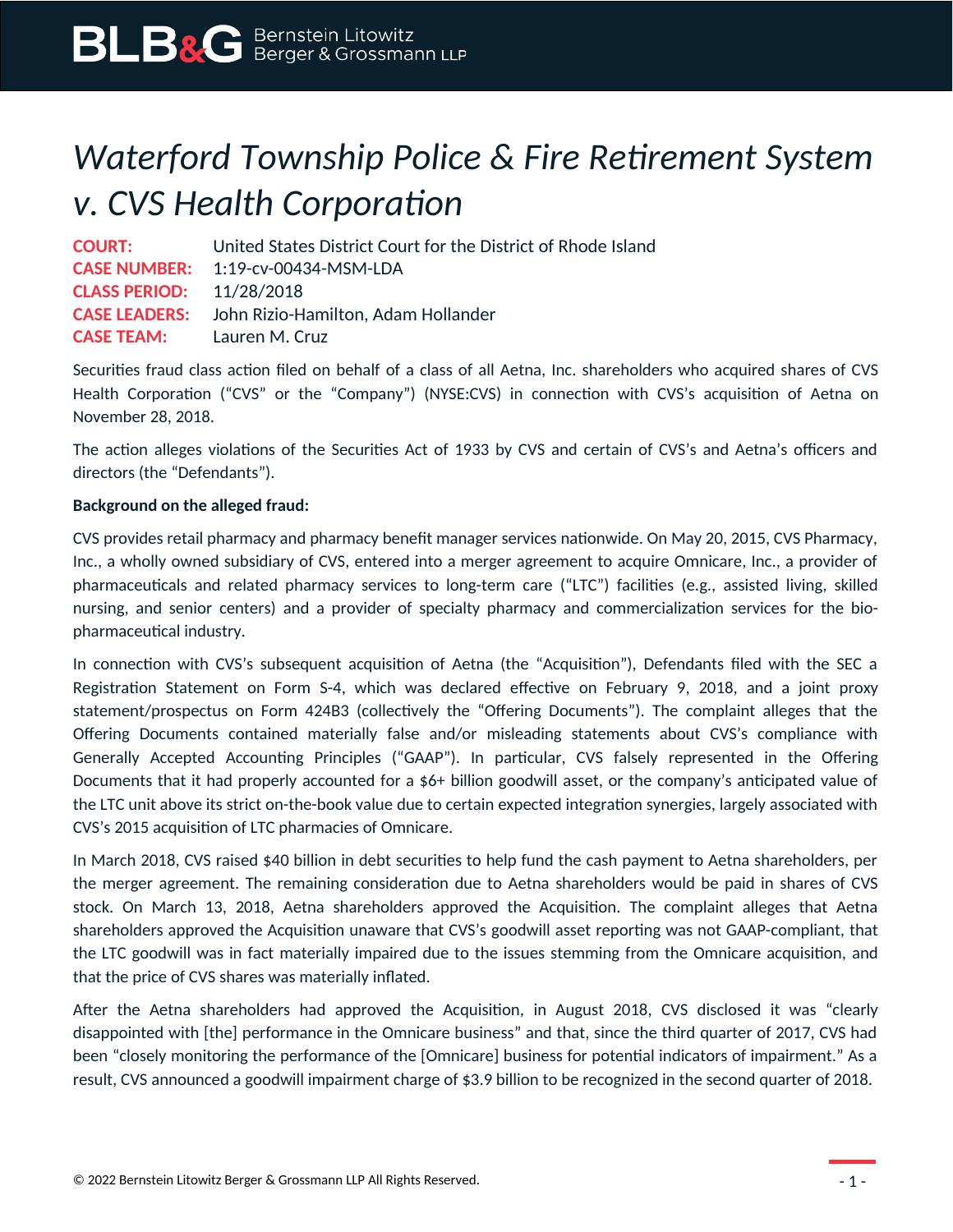# *Waterford Township Police & Fire Retirement System v. CVS Health Corporation*

**COURT:** United States District Court for the District of Rhode Island
**CASE NUMBER:** 1:19-cv-00434-MSM-LDA
**CLASS PERIOD:** 11/28/2018
**CASE LEADERS:** John Rizio-Hamilton, Adam Hollander
**CASE TEAM:** Lauren M. Cruz

Securities fraud class action filed on behalf of a class of all Aetna, Inc. shareholders who acquired shares of CVS Health Corporation ("CVS" or the "Company") (NYSE:CVS) in connection with CVS's acquisition of Aetna on November 28, 2018.

The action alleges violations of the Securities Act of 1933 by CVS and certain of CVS's and Aetna's officers and directors (the "Defendants").

**Background on the alleged fraud:**

CVS provides retail pharmacy and pharmacy benefit manager services nationwide. On May 20, 2015, CVS Pharmacy, Inc., a wholly owned subsidiary of CVS, entered into a merger agreement to acquire Omnicare, Inc., a provider of pharmaceuticals and related pharmacy services to long-term care ("LTC") facilities (e.g., assisted living, skilled nursing, and senior centers) and a provider of specialty pharmacy and commercialization services for the bio-pharmaceutical industry.

In connection with CVS's subsequent acquisition of Aetna (the "Acquisition"), Defendants filed with the SEC a Registration Statement on Form S-4, which was declared effective on February 9, 2018, and a joint proxy statement/prospectus on Form 424B3 (collectively the "Offering Documents"). The complaint alleges that the Offering Documents contained materially false and/or misleading statements about CVS's compliance with Generally Accepted Accounting Principles ("GAAP"). In particular, CVS falsely represented in the Offering Documents that it had properly accounted for a $6+ billion goodwill asset, or the company's anticipated value of the LTC unit above its strict on-the-book value due to certain expected integration synergies, largely associated with CVS's 2015 acquisition of LTC pharmacies of Omnicare.

In March 2018, CVS raised $40 billion in debt securities to help fund the cash payment to Aetna shareholders, per the merger agreement. The remaining consideration due to Aetna shareholders would be paid in shares of CVS stock. On March 13, 2018, Aetna shareholders approved the Acquisition. The complaint alleges that Aetna shareholders approved the Acquisition unaware that CVS's goodwill asset reporting was not GAAP-compliant, that the LTC goodwill was in fact materially impaired due to the issues stemming from the Omnicare acquisition, and that the price of CVS shares was materially inflated.

After the Aetna shareholders had approved the Acquisition, in August 2018, CVS disclosed it was "clearly disappointed with [the] performance in the Omnicare business" and that, since the third quarter of 2017, CVS had been "closely monitoring the performance of the [Omnicare] business for potential indicators of impairment." As a result, CVS announced a goodwill impairment charge of $3.9 billion to be recognized in the second quarter of 2018.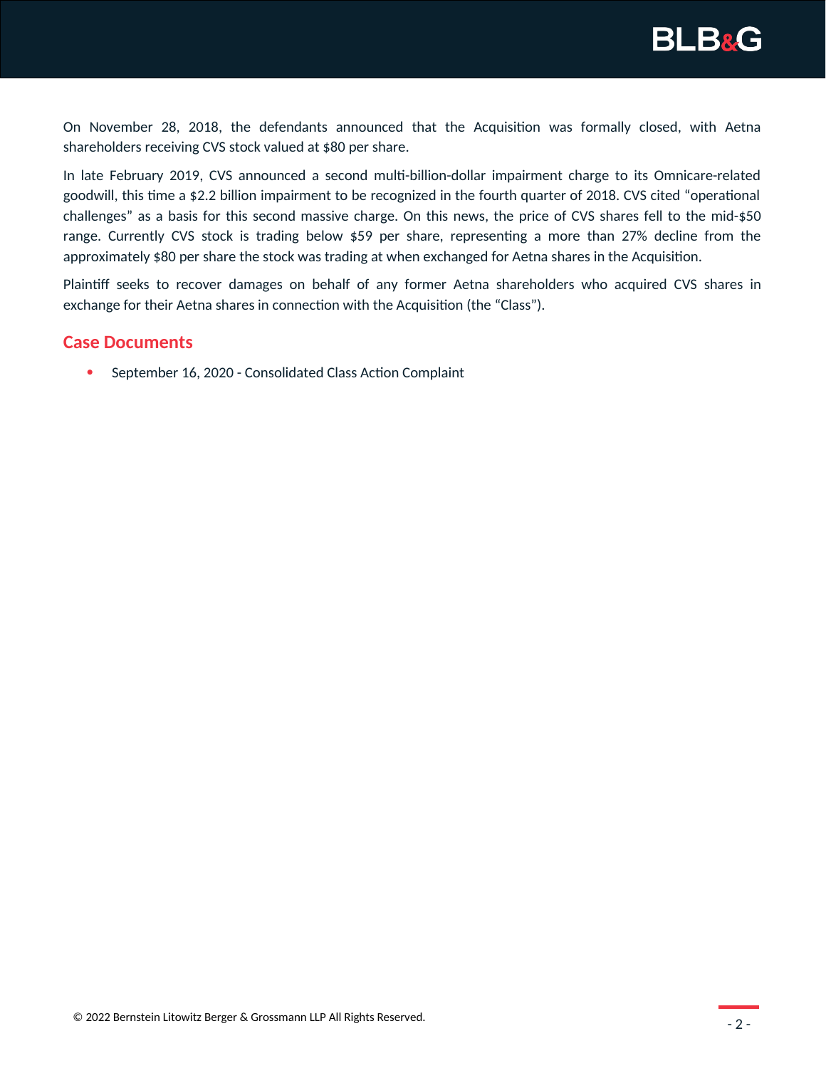On November 28, 2018, the defendants announced that the Acquisition was formally closed, with Aetna shareholders receiving CVS stock valued at $80 per share.

In late February 2019, CVS announced a second multi-billion-dollar impairment charge to its Omnicare-related goodwill, this time a $2.2 billion impairment to be recognized in the fourth quarter of 2018. CVS cited "operational challenges" as a basis for this second massive charge. On this news, the price of CVS shares fell to the mid-$50 range. Currently CVS stock is trading below $59 per share, representing a more than 27% decline from the approximately $80 per share the stock was trading at when exchanged for Aetna shares in the Acquisition.

Plaintiff seeks to recover damages on behalf of any former Aetna shareholders who acquired CVS shares in exchange for their Aetna shares in connection with the Acquisition (the "Class").

## Case Documents

- September 16, 2020 - Consolidated Class Action Complaint